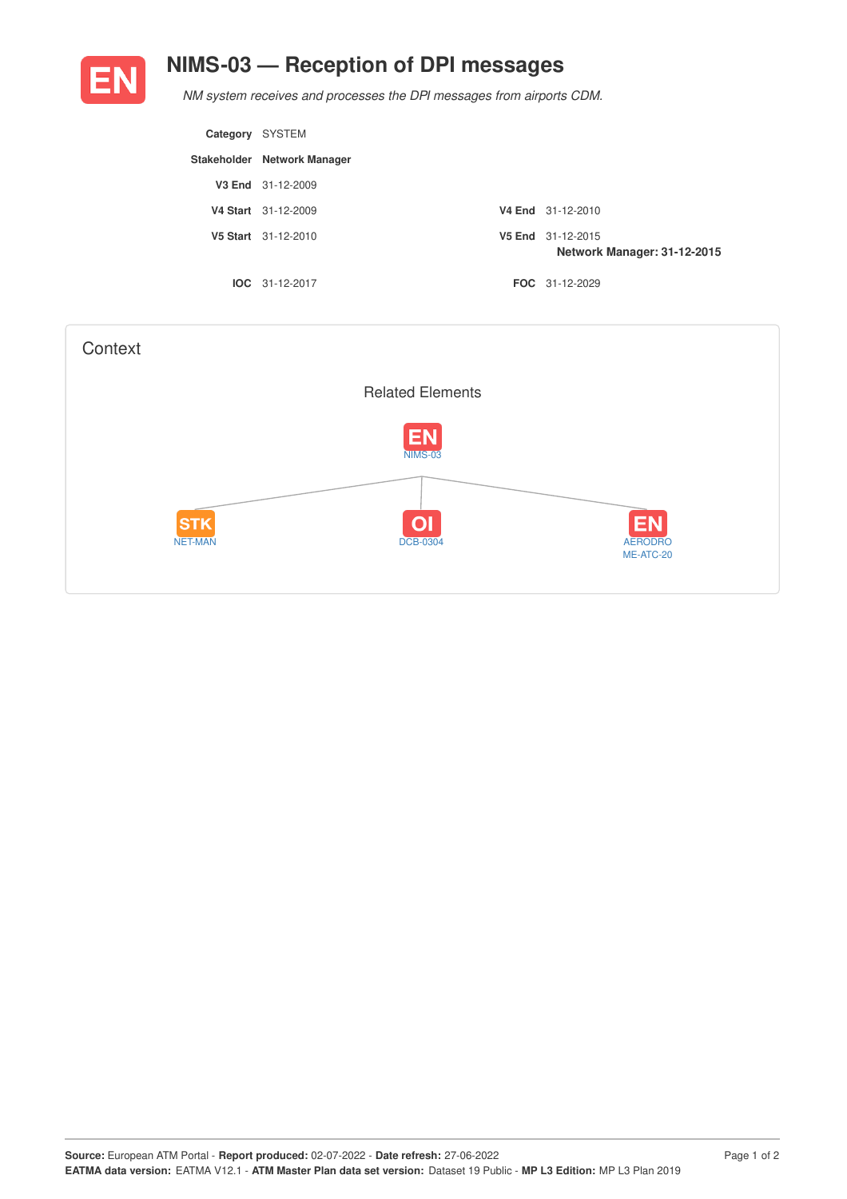# NIMS-03 — Reception of DPI messages

*NM system receives and processes the DPI messages from airports CDM.*

| | | | |
|---|---|---|---|
| **Category** | SYSTEM | | |
| **Stakeholder** | **Network Manager** | | |
| **V3 End** | 31-12-2009 | | |
| **V4 Start** | 31-12-2009 | **V4 End** | 31-12-2010 |
| **V5 Start** | 31-12-2010 | **V5 End** | 31-12-2015<br>**Network Manager: 31-12-2015** |
| **IOC** | 31-12-2017 | **FOC** | 31-12-2029 |

## Context

### Related Elements

- EN NIMS-03
  - STK NET-MAN
  - OI DCB-0304
  - EN AERODROME-ATC-20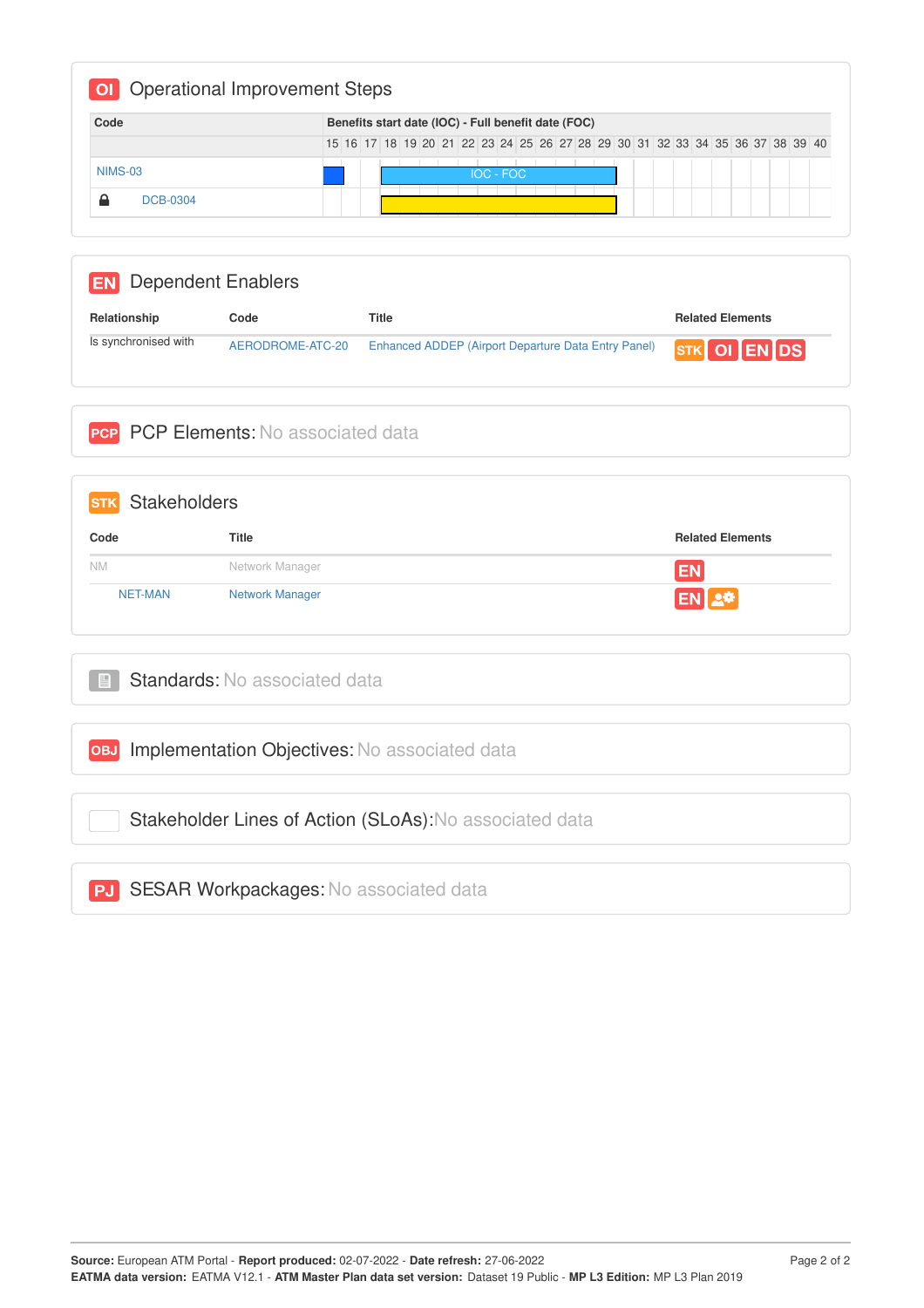## OI Operational Improvement Steps

| Code | Benefits start date (IOC) - Full benefit date (FOC) |
|---|---|
| | 15 16 17 18 19 20 21 22 23 24 25 26 27 28 29 30 31 32 33 34 35 36 37 38 39 40 |
| NIMS-03 | IOC - FOC |
| DCB-0304 | |

## EN Dependent Enablers

| Relationship | Code | Title | Related Elements |
|---|---|---|---|
| Is synchronised with | AERODROME-ATC-20 | Enhanced ADDEP (Airport Departure Data Entry Panel) | STK OI EN DS |

## PCP PCP Elements: No associated data

## STK Stakeholders

| Code | Title | Related Elements |
|---|---|---|
| NM | Network Manager | EN |
| NET-MAN | Network Manager | EN |

## Standards: No associated data

## OBJ Implementation Objectives: No associated data

## Stakeholder Lines of Action (SLoAs): No associated data

## PJ SESAR Workpackages: No associated data

**Source:** European ATM Portal - **Report produced:** 02-07-2022 - **Date refresh:** 27-06-2022
**EATMA data version:** EATMA V12.1 - **ATM Master Plan data set version:** Dataset 19 Public - **MP L3 Edition:** MP L3 Plan 2019